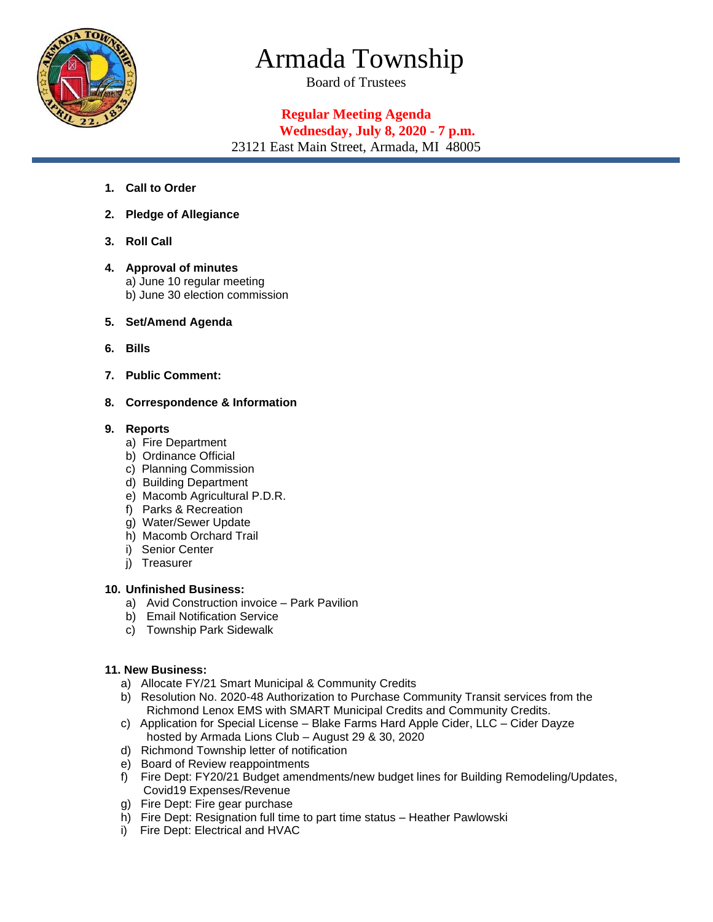# Armada Township

Board of Trustees

**Regular Meeting Agenda**
**Wednesday, July 8, 2020 - 7 p.m.**

23121 East Main Street, Armada, MI 48005

1. **Call to Order**

2. **Pledge of Allegiance**

3. **Roll Call**

4. **Approval of minutes**
   a) June 10 regular meeting
   b) June 30 election commission

5. **Set/Amend Agenda**

6. **Bills**

7. **Public Comment:**

8. **Correspondence & Information**

9. **Reports**
   a) Fire Department
   b) Ordinance Official
   c) Planning Commission
   d) Building Department
   e) Macomb Agricultural P.D.R.
   f) Parks & Recreation
   g) Water/Sewer Update
   h) Macomb Orchard Trail
   i) Senior Center
   j) Treasurer

10. **Unfinished Business:**
    a) Avid Construction invoice – Park Pavilion
    b) Email Notification Service
    c) Township Park Sidewalk

11. **New Business:**
    a) Allocate FY/21 Smart Municipal & Community Credits
    b) Resolution No. 2020-48 Authorization to Purchase Community Transit services from the Richmond Lenox EMS with SMART Municipal Credits and Community Credits.
    c) Application for Special License – Blake Farms Hard Apple Cider, LLC – Cider Dayze hosted by Armada Lions Club – August 29 & 30, 2020
    d) Richmond Township letter of notification
    e) Board of Review reappointments
    f) Fire Dept: FY20/21 Budget amendments/new budget lines for Building Remodeling/Updates, Covid19 Expenses/Revenue
    g) Fire Dept: Fire gear purchase
    h) Fire Dept: Resignation full time to part time status – Heather Pawlowski
    i) Fire Dept: Electrical and HVAC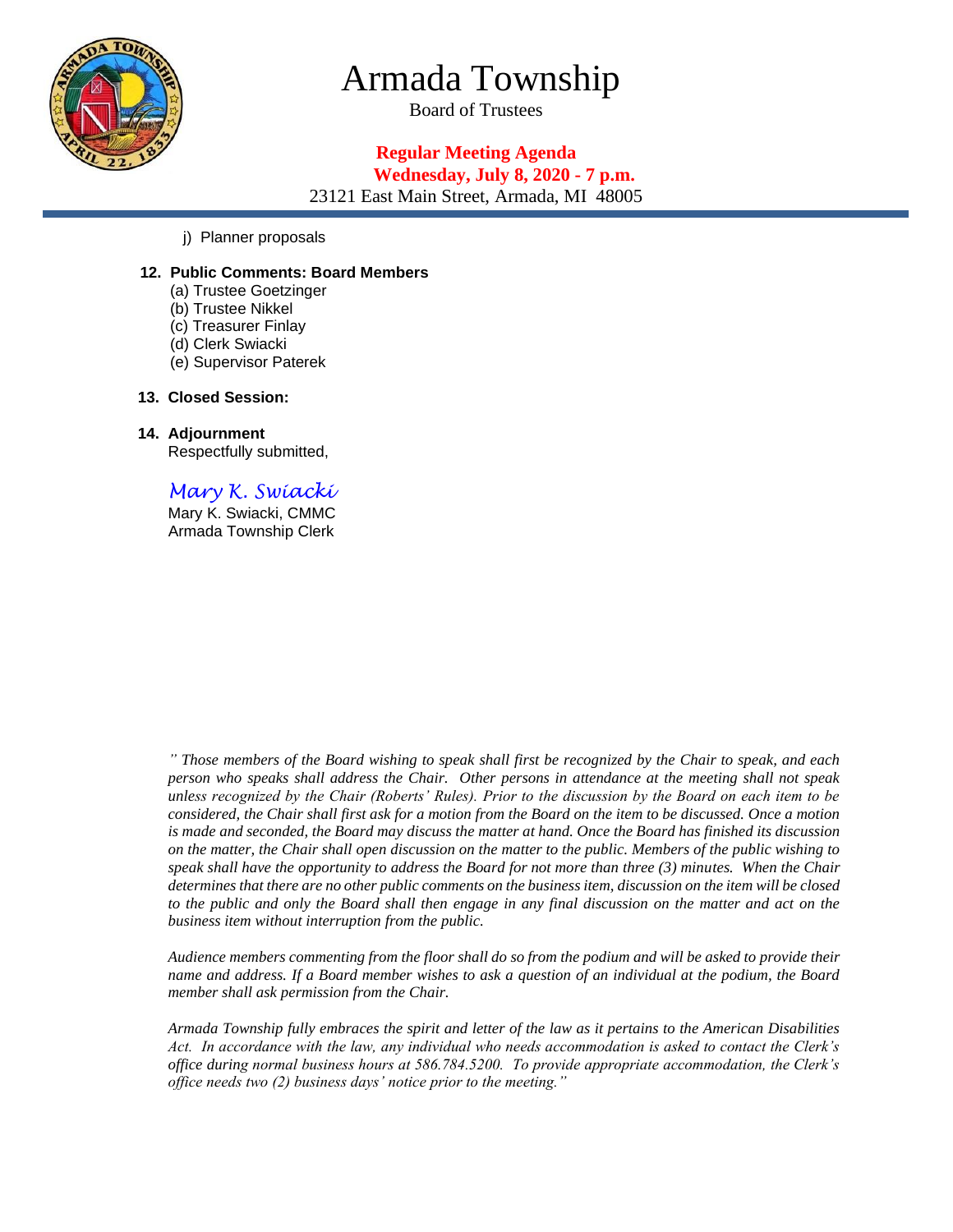# Armada Township

Board of Trustees

**Regular Meeting Agenda**
**Wednesday, July 8, 2020 - 7 p.m.**
23121 East Main Street, Armada, MI 48005

j) Planner proposals

**12. Public Comments: Board Members**
- (a) Trustee Goetzinger
- (b) Trustee Nikkel
- (c) Treasurer Finlay
- (d) Clerk Swiacki
- (e) Supervisor Paterek

**13. Closed Session:**

**14. Adjournment**
Respectfully submitted,

*Mary K. Swiacki*
Mary K. Swiacki, CMMC
Armada Township Clerk

*" Those members of the Board wishing to speak shall first be recognized by the Chair to speak, and each person who speaks shall address the Chair. Other persons in attendance at the meeting shall not speak unless recognized by the Chair (Roberts' Rules). Prior to the discussion by the Board on each item to be considered, the Chair shall first ask for a motion from the Board on the item to be discussed. Once a motion is made and seconded, the Board may discuss the matter at hand. Once the Board has finished its discussion on the matter, the Chair shall open discussion on the matter to the public. Members of the public wishing to speak shall have the opportunity to address the Board for not more than three (3) minutes. When the Chair determines that there are no other public comments on the business item, discussion on the item will be closed to the public and only the Board shall then engage in any final discussion on the matter and act on the business item without interruption from the public.*

*Audience members commenting from the floor shall do so from the podium and will be asked to provide their name and address. If a Board member wishes to ask a question of an individual at the podium, the Board member shall ask permission from the Chair.*

*Armada Township fully embraces the spirit and letter of the law as it pertains to the American Disabilities Act. In accordance with the law, any individual who needs accommodation is asked to contact the Clerk's office during normal business hours at 586.784.5200. To provide appropriate accommodation, the Clerk's office needs two (2) business days' notice prior to the meeting."*